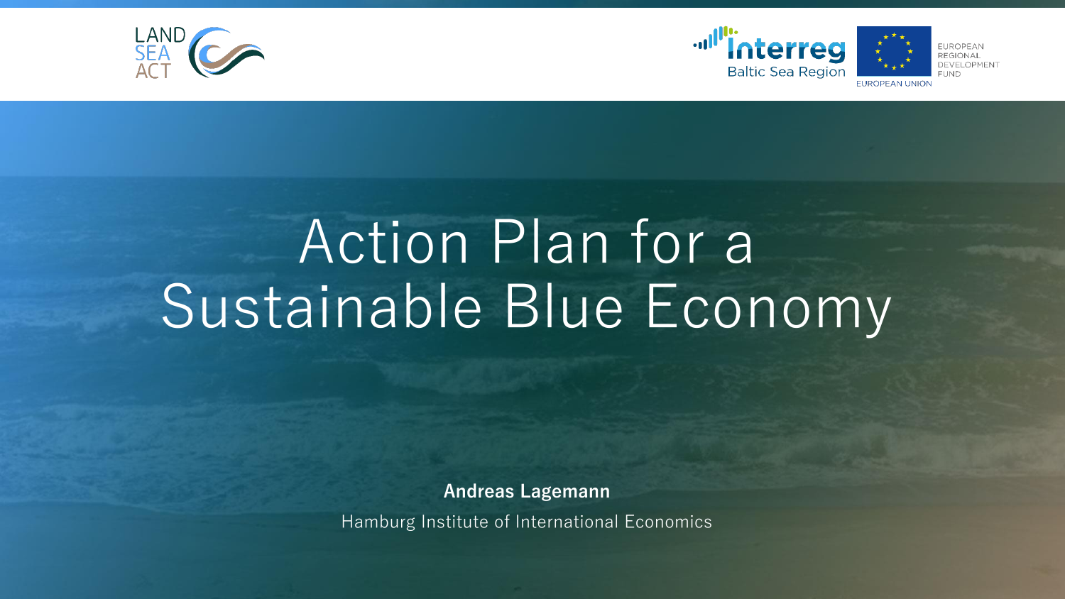LAND SEA ACT

Interreg Baltic Sea Region

EUROPEAN UNION

EUROPEAN REGIONAL DEVELOPMENT FUND

# Action Plan for a Sustainable Blue Economy

**Andreas Lagemann**

Hamburg Institute of International Economics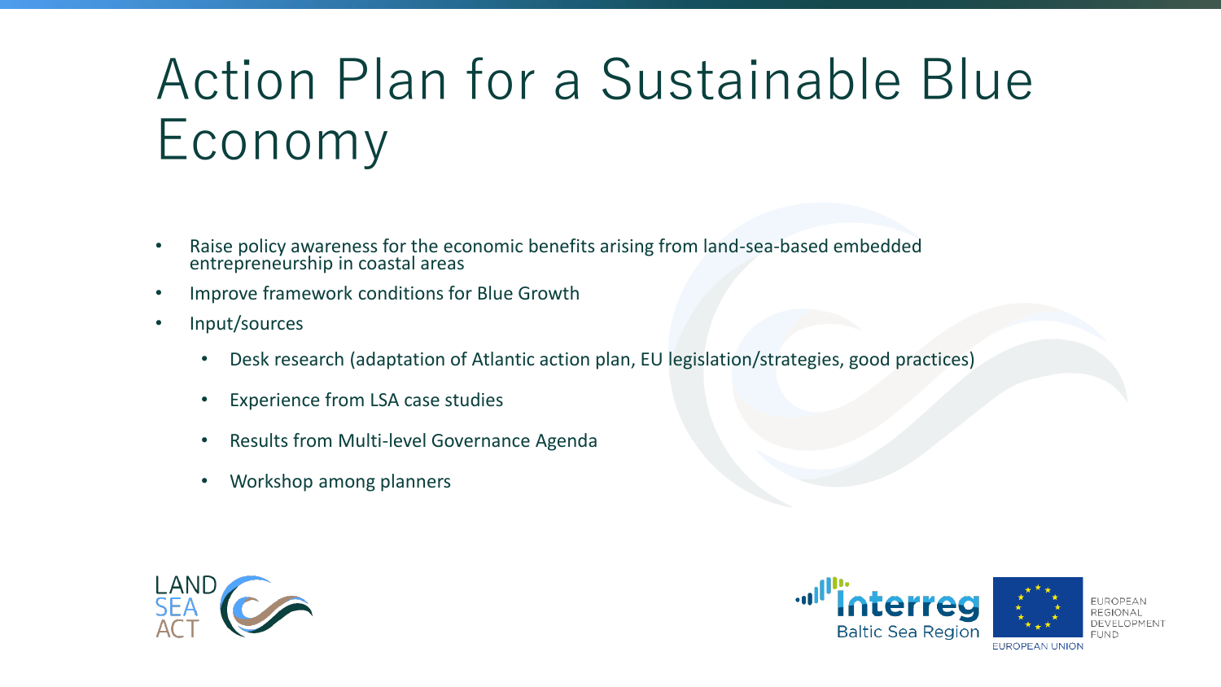# Action Plan for a Sustainable Blue Economy

- Raise policy awareness for the economic benefits arising from land-sea-based embedded entrepreneurship in coastal areas
- Improve framework conditions for Blue Growth
- Input/sources
  - Desk research (adaptation of Atlantic action plan, EU legislation/strategies, good practices)
  - Experience from LSA case studies
  - Results from Multi-level Governance Agenda
  - Workshop among planners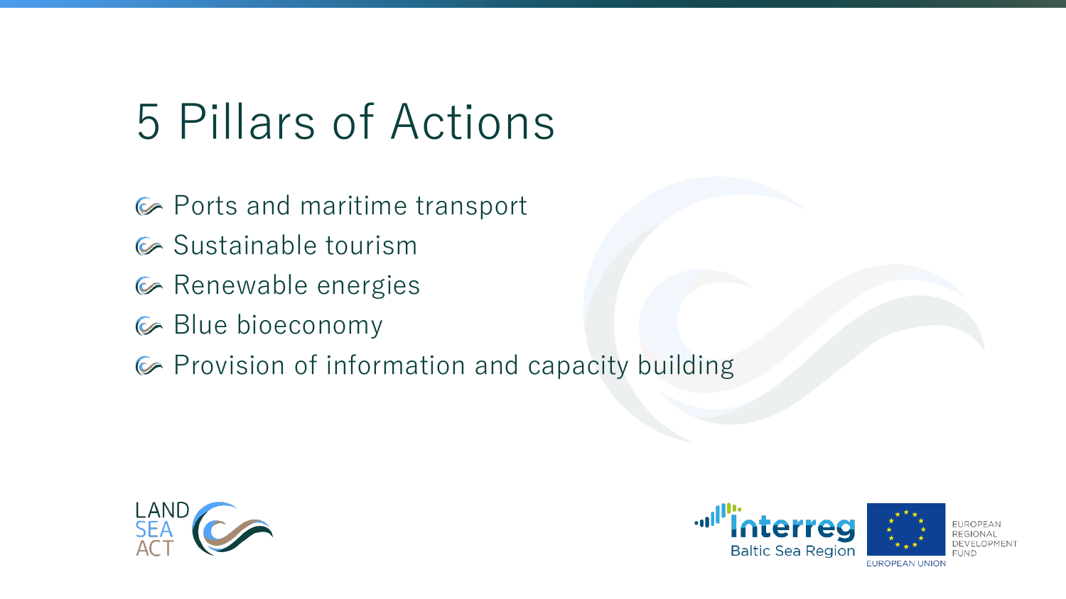# 5 Pillars of Actions

- Ports and maritime transport
- Sustainable tourism
- Renewable energies
- Blue bioeconomy
- Provision of information and capacity building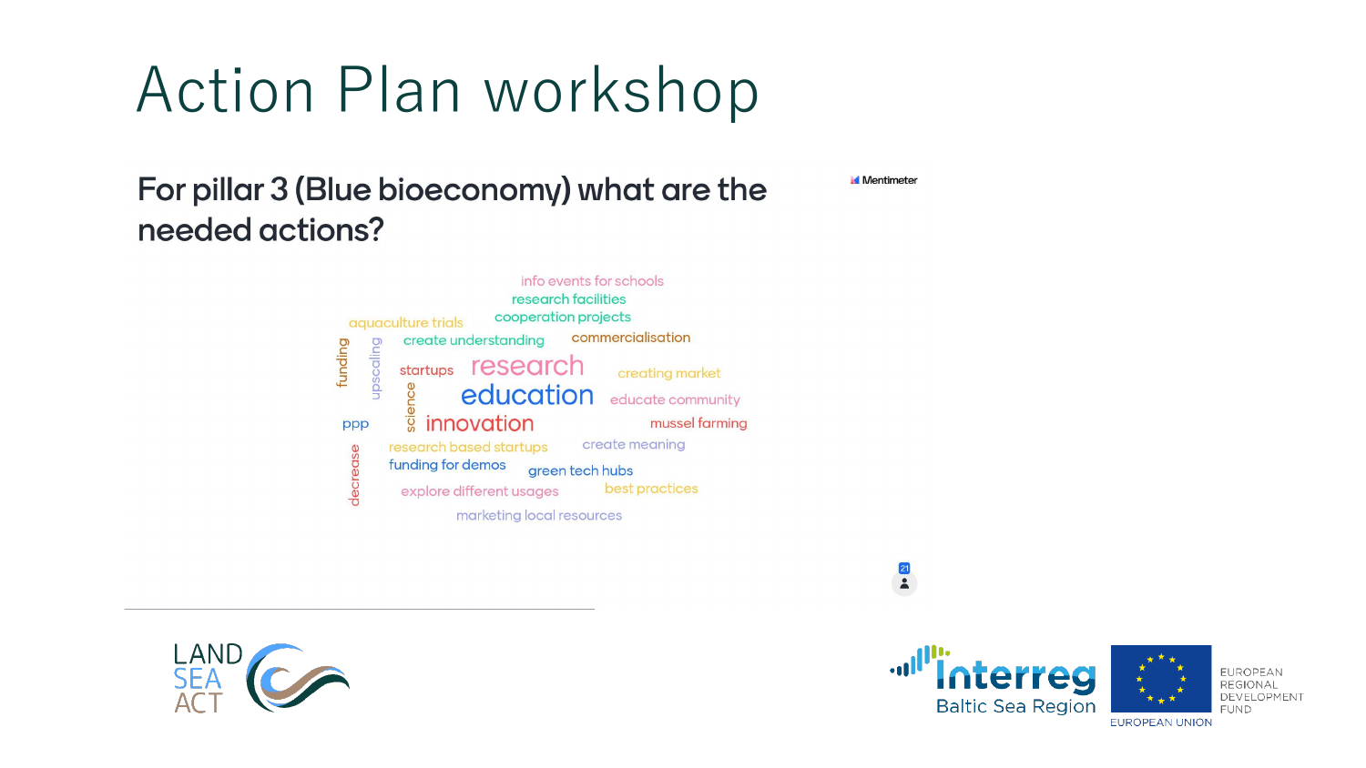# Action Plan workshop

## For pillar 3 (Blue bioeconomy) what are the needed actions?

Mentimeter

info events for schools
research facilities
aquaculture trials
cooperation projects
create understanding
commercialisation
funding
upscaling
startups
research
creating market
education
educate community
science
ppp
innovation
mussel farming
research based startups
create meaning
decrease
funding for demos
green tech hubs
explore different usages
best practices
marketing local resources

21

LAND SEA ACT

Interreg Baltic Sea Region

EUROPEAN UNION

EUROPEAN REGIONAL DEVELOPMENT FUND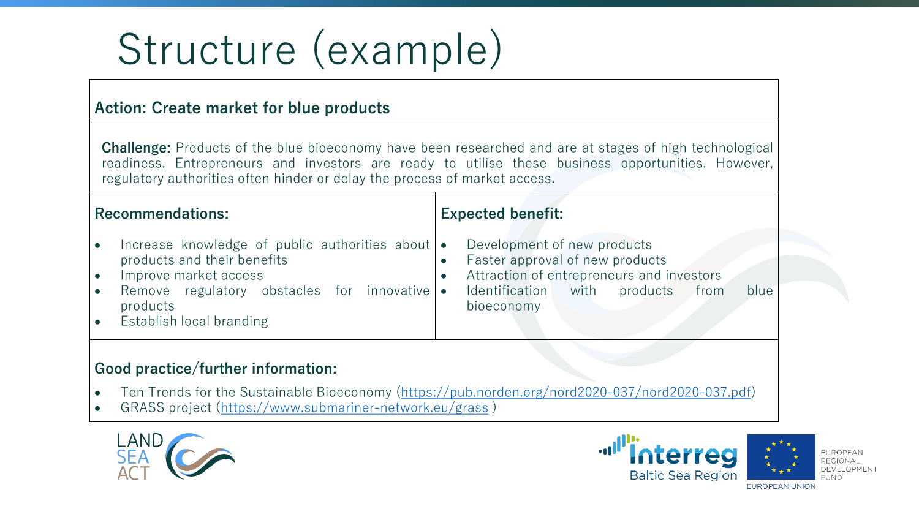# Structure (example)

**Action: Create market for blue products**

**Challenge:** Products of the blue bioeconomy have been researched and are at stages of high technological readiness. Entrepreneurs and investors are ready to utilise these business opportunities. However, regulatory authorities often hinder or delay the process of market access.

| **Recommendations:** | **Expected benefit:** |
| --- | --- |
| • Increase knowledge of public authorities about products and their benefits<br>• Improve market access<br>• Remove regulatory obstacles for innovative products<br>• Establish local branding | • Development of new products<br>• Faster approval of new products<br>• Attraction of entrepreneurs and investors<br>• Identification with products from blue bioeconomy |

**Good practice/further information:**

- Ten Trends for the Sustainable Bioeconomy (https://pub.norden.org/nord2020-037/nord2020-037.pdf)
- GRASS project (https://www.submariner-network.eu/grass )

LAND SEA ACT

Interreg Baltic Sea Region

EUROPEAN UNION

EUROPEAN REGIONAL DEVELOPMENT FUND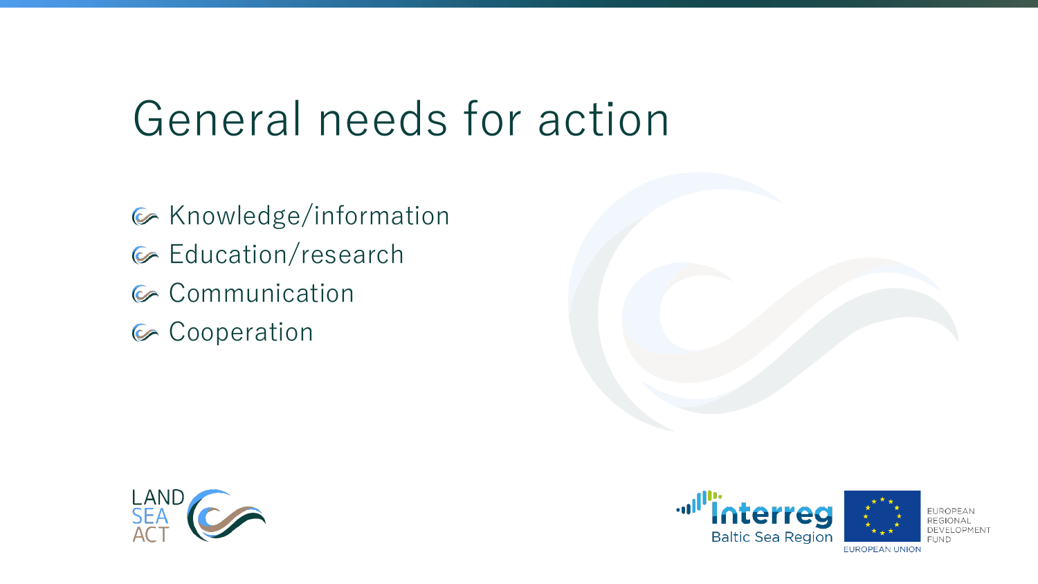# General needs for action

- Knowledge/information
- Education/research
- Communication
- Cooperation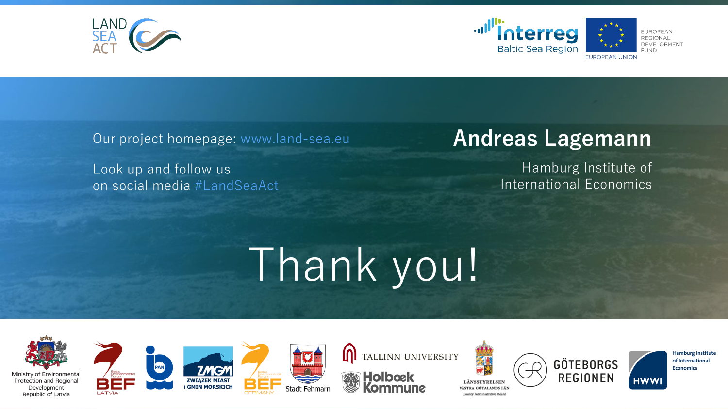Our project homepage: www.land-sea.eu

Look up and follow us on social media #LandSeaAct

# Andreas Lagemann

Hamburg Institute of International Economics

# Thank you!